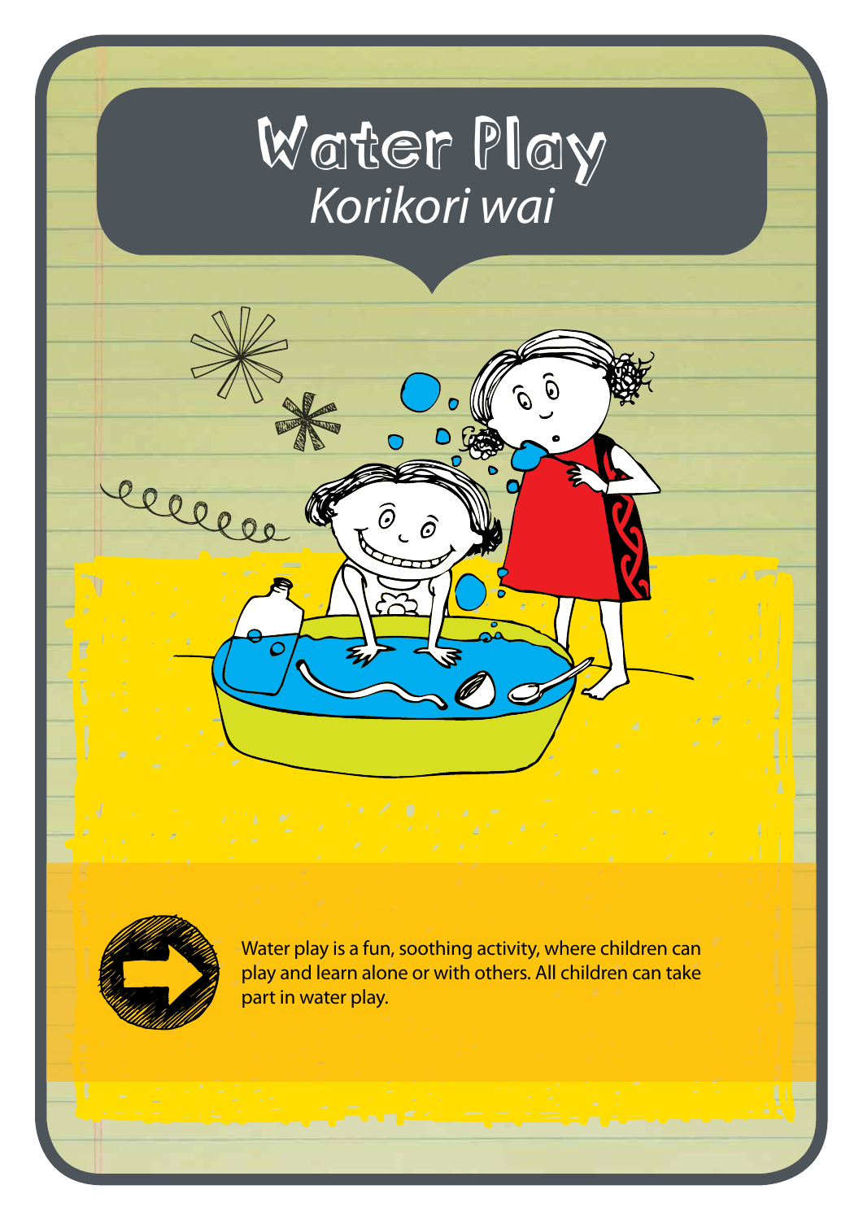# Water Play

*Korikori wai*

Water play is a fun, soothing activity, where children can play and learn alone or with others. All children can take part in water play.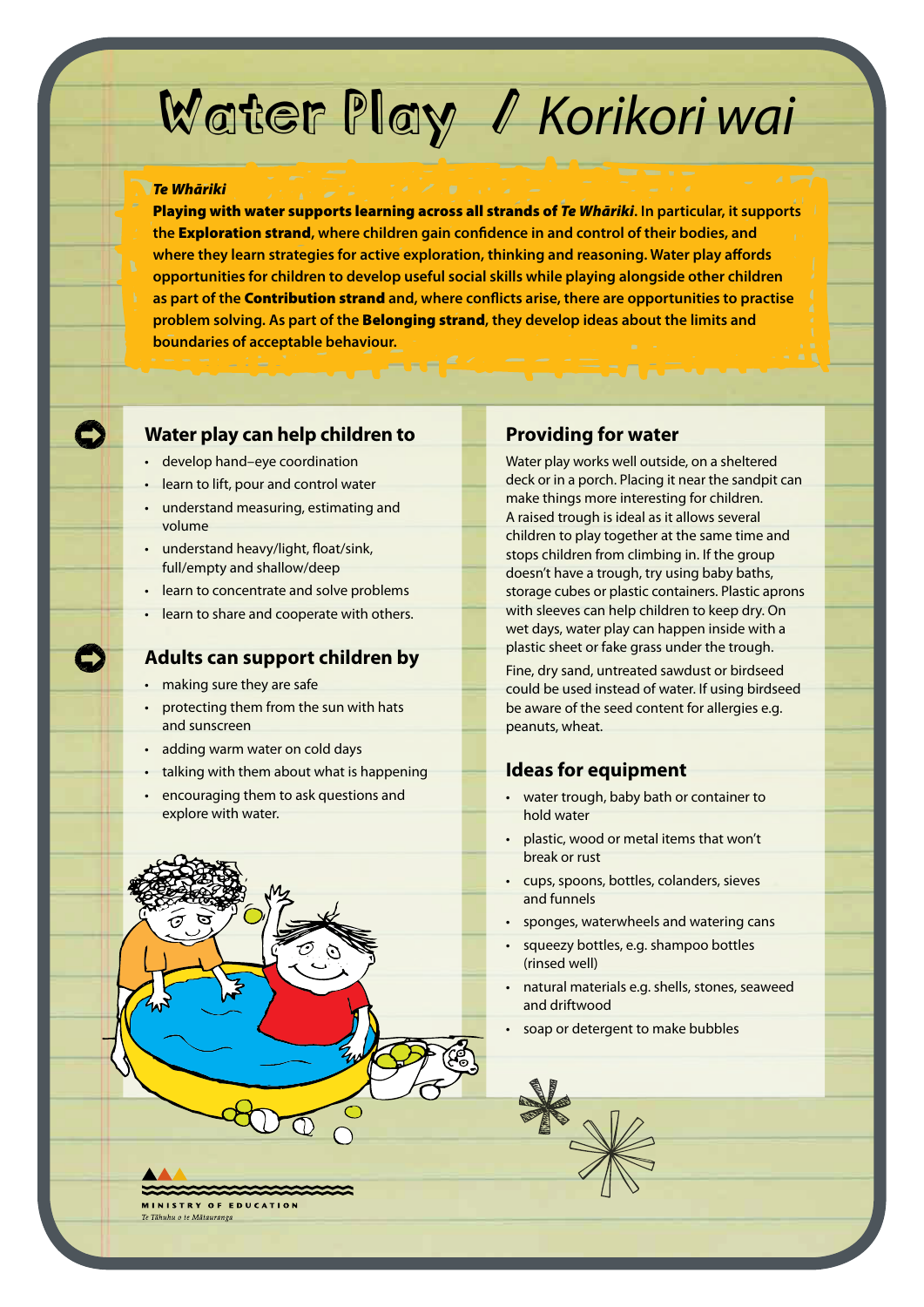# Water Play / Korikori wai

***Te Whāriki***

**Playing with water supports learning across all strands of *Te Whāriki*. In particular, it supports the Exploration strand, where children gain confidence in and control of their bodies, and where they learn strategies for active exploration, thinking and reasoning. Water play affords opportunities for children to develop useful social skills while playing alongside other children as part of the Contribution strand and, where conflicts arise, there are opportunities to practise problem solving. As part of the Belonging strand, they develop ideas about the limits and boundaries of acceptable behaviour.**

## Water play can help children to

- develop hand–eye coordination
- learn to lift, pour and control water
- understand measuring, estimating and volume
- understand heavy/light, float/sink, full/empty and shallow/deep
- learn to concentrate and solve problems
- learn to share and cooperate with others.

## Adults can support children by

- making sure they are safe
- protecting them from the sun with hats and sunscreen
- adding warm water on cold days
- talking with them about what is happening
- encouraging them to ask questions and explore with water.

## Providing for water

Water play works well outside, on a sheltered deck or in a porch. Placing it near the sandpit can make things more interesting for children. A raised trough is ideal as it allows several children to play together at the same time and stops children from climbing in. If the group doesn't have a trough, try using baby baths, storage cubes or plastic containers. Plastic aprons with sleeves can help children to keep dry. On wet days, water play can happen inside with a plastic sheet or fake grass under the trough.

Fine, dry sand, untreated sawdust or birdseed could be used instead of water. If using birdseed be aware of the seed content for allergies e.g. peanuts, wheat.

## Ideas for equipment

- water trough, baby bath or container to hold water
- plastic, wood or metal items that won't break or rust
- cups, spoons, bottles, colanders, sieves and funnels
- sponges, waterwheels and watering cans
- squeezy bottles, e.g. shampoo bottles (rinsed well)
- natural materials e.g. shells, stones, seaweed and driftwood
- soap or detergent to make bubbles

MINISTRY OF EDUCATION
*Te Tāhuhu o te Mātauranga*